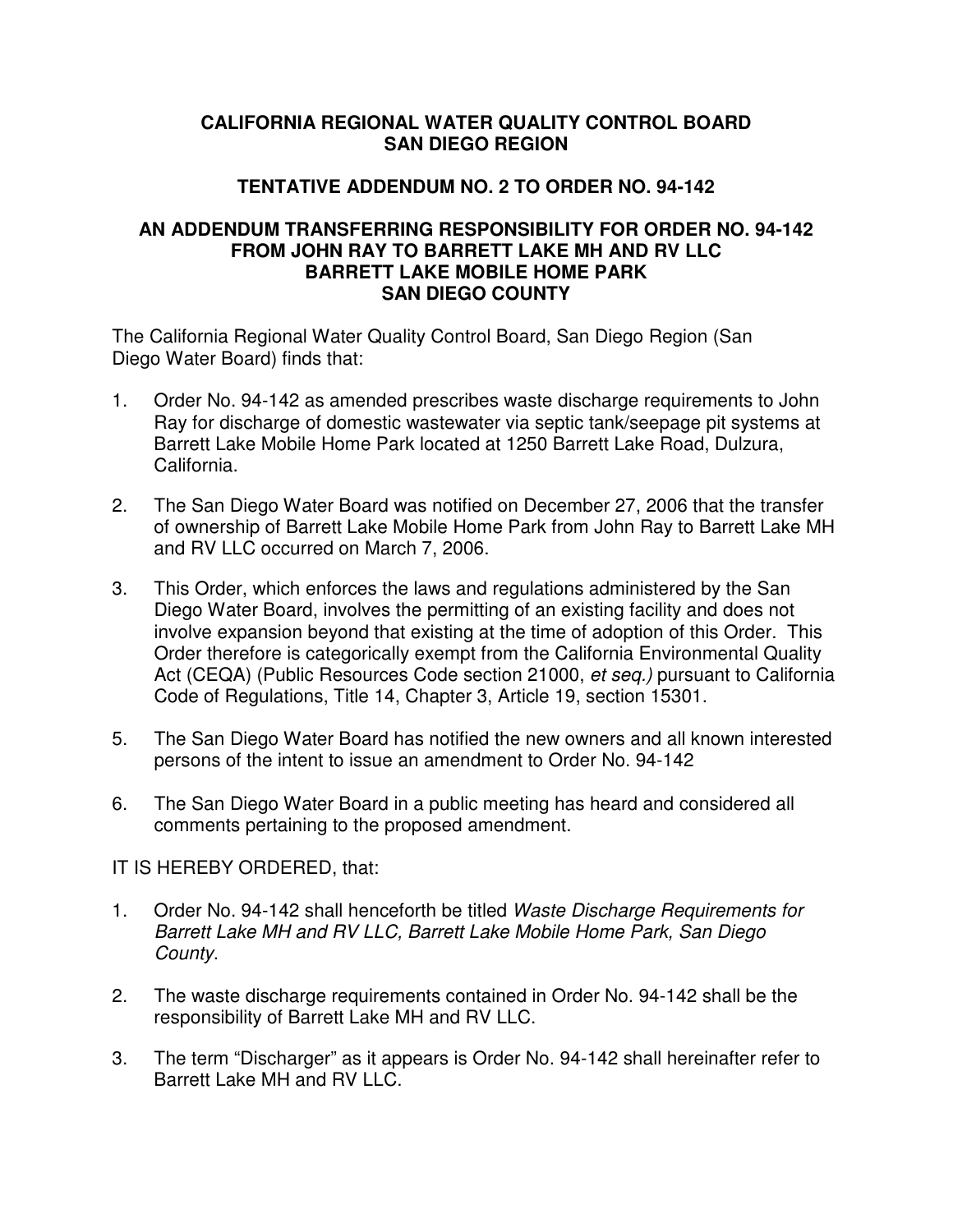**CALIFORNIA REGIONAL WATER QUALITY CONTROL BOARD**
**SAN DIEGO REGION**

**TENTATIVE ADDENDUM NO. 2 TO ORDER NO. 94-142**

**AN ADDENDUM TRANSFERRING RESPONSIBILITY FOR ORDER NO. 94-142 FROM JOHN RAY TO BARRETT LAKE MH AND RV LLC**
**BARRETT LAKE MOBILE HOME PARK**
**SAN DIEGO COUNTY**

The California Regional Water Quality Control Board, San Diego Region (San Diego Water Board) finds that:

1. Order No. 94-142 as amended prescribes waste discharge requirements to John Ray for discharge of domestic wastewater via septic tank/seepage pit systems at Barrett Lake Mobile Home Park located at 1250 Barrett Lake Road, Dulzura, California.

2. The San Diego Water Board was notified on December 27, 2006 that the transfer of ownership of Barrett Lake Mobile Home Park from John Ray to Barrett Lake MH and RV LLC occurred on March 7, 2006.

3. This Order, which enforces the laws and regulations administered by the San Diego Water Board, involves the permitting of an existing facility and does not involve expansion beyond that existing at the time of adoption of this Order. This Order therefore is categorically exempt from the California Environmental Quality Act (CEQA) (Public Resources Code section 21000, *et seq.)* pursuant to California Code of Regulations, Title 14, Chapter 3, Article 19, section 15301.

5. The San Diego Water Board has notified the new owners and all known interested persons of the intent to issue an amendment to Order No. 94-142

6. The San Diego Water Board in a public meeting has heard and considered all comments pertaining to the proposed amendment.

IT IS HEREBY ORDERED, that:

1. Order No. 94-142 shall henceforth be titled *Waste Discharge Requirements for Barrett Lake MH and RV LLC, Barrett Lake Mobile Home Park, San Diego County*.

2. The waste discharge requirements contained in Order No. 94-142 shall be the responsibility of Barrett Lake MH and RV LLC.

3. The term "Discharger" as it appears is Order No. 94-142 shall hereinafter refer to Barrett Lake MH and RV LLC.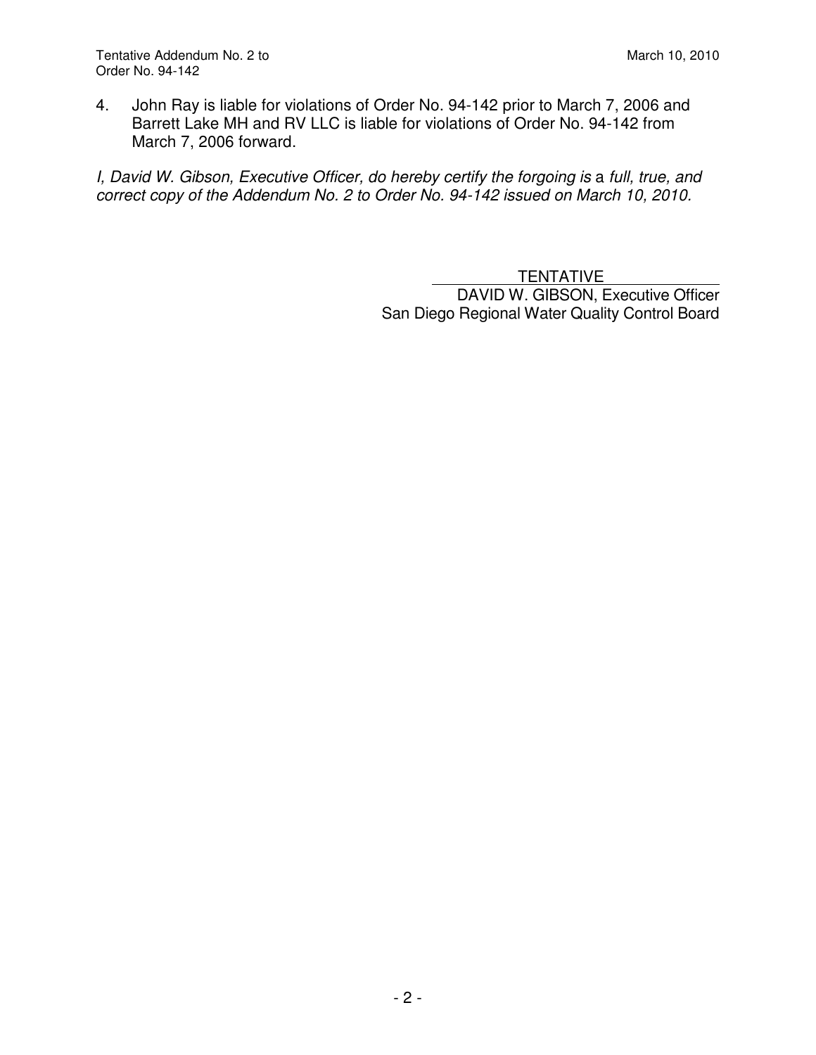4. John Ray is liable for violations of Order No. 94-142 prior to March 7, 2006 and Barrett Lake MH and RV LLC is liable for violations of Order No. 94-142 from March 7, 2006 forward.

*I, David W. Gibson, Executive Officer, do hereby certify the forgoing is* a *full, true, and correct copy of the Addendum No. 2 to Order No. 94-142 issued on March 10, 2010.*

TENTATIVE

DAVID W. GIBSON, Executive Officer
San Diego Regional Water Quality Control Board